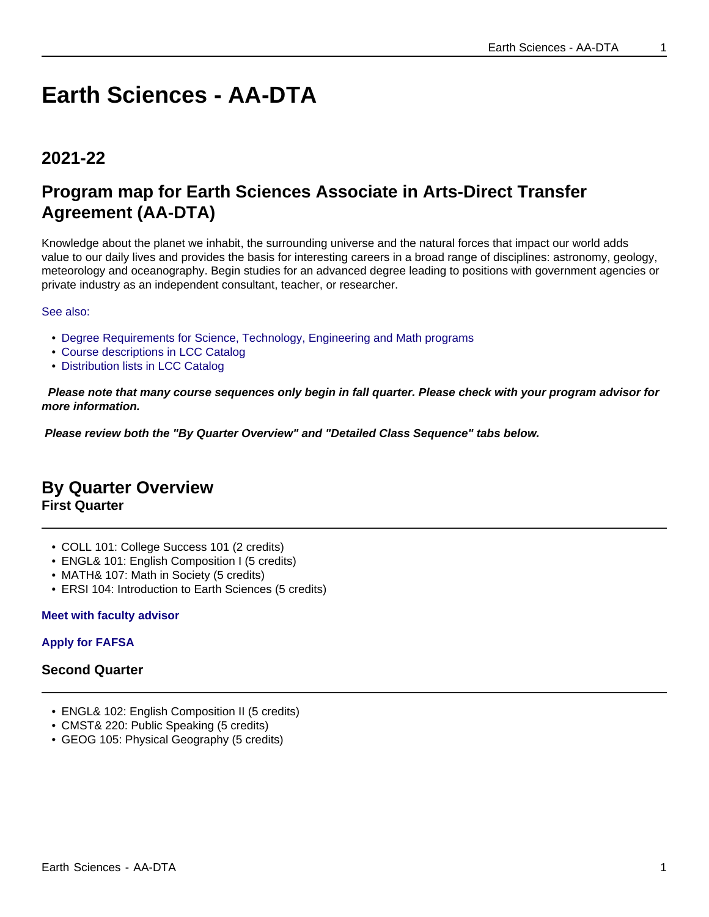# Earth Sciences - AA-DTA

## 2021-22

## Program map for Earth Sciences Associate in Arts-Direct Transfer Agreement (AA-DTA)

Knowledge about the planet we inhabit, the surrounding universe and the natural forces that impact our world adds value to our daily lives and provides the basis for interesting careers in a broad range of disciplines: astronomy, geology, meteorology and oceanography. Begin studies for an advanced degree leading to positions with government agencies or private industry as an independent consultant, teacher, or researcher.

See also:

- Degree Requirements for Science, Technology, Engineering and Math programs
- Course descriptions in LCC Catalog
- Distribution lists in LCC Catalog

***Please note that many course sequences only begin in fall quarter. Please check with your program advisor for more information.***

***Please review both the "By Quarter Overview" and "Detailed Class Sequence" tabs below.***

## By Quarter Overview

### First Quarter

- COLL 101: College Success 101 (2 credits)
- ENGL& 101: English Composition I (5 credits)
- MATH& 107: Math in Society (5 credits)
- ERSI 104: Introduction to Earth Sciences (5 credits)

**Meet with faculty advisor**

**Apply for FAFSA**

### Second Quarter

- ENGL& 102: English Composition II (5 credits)
- CMST& 220: Public Speaking (5 credits)
- GEOG 105: Physical Geography (5 credits)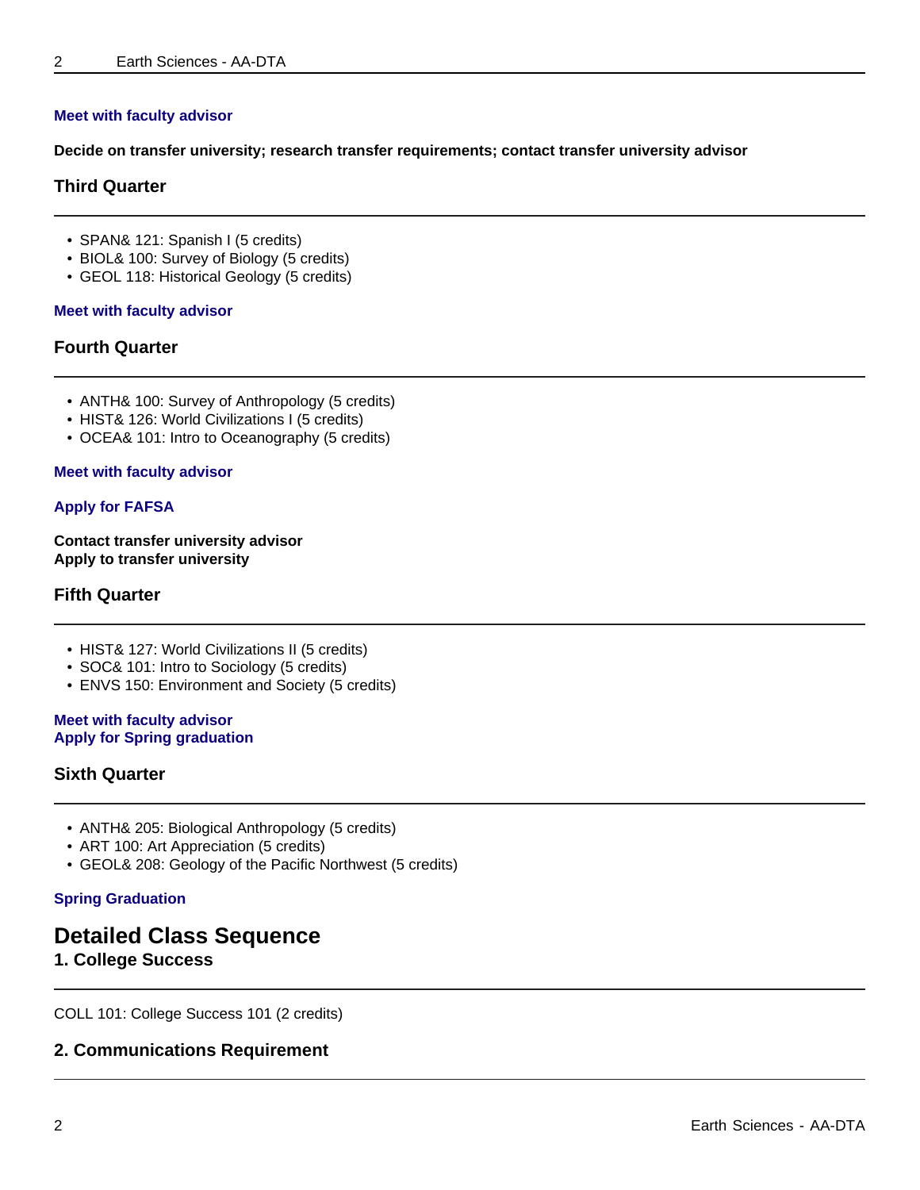**Meet with faculty advisor**

**Decide on transfer university; research transfer requirements; contact transfer university advisor**

### Third Quarter

- SPAN& 121: Spanish I (5 credits)
- BIOL& 100: Survey of Biology (5 credits)
- GEOL 118: Historical Geology (5 credits)

**Meet with faculty advisor**

### Fourth Quarter

- ANTH& 100: Survey of Anthropology (5 credits)
- HIST& 126: World Civilizations I (5 credits)
- OCEA& 101: Intro to Oceanography (5 credits)

**Meet with faculty advisor**

**Apply for FAFSA**

**Contact transfer university advisor**
**Apply to transfer university**

### Fifth Quarter

- HIST& 127: World Civilizations II (5 credits)
- SOC& 101: Intro to Sociology (5 credits)
- ENVS 150: Environment and Society (5 credits)

**Meet with faculty advisor**
**Apply for Spring graduation**

### Sixth Quarter

- ANTH& 205: Biological Anthropology (5 credits)
- ART 100: Art Appreciation (5 credits)
- GEOL& 208: Geology of the Pacific Northwest (5 credits)

**Spring Graduation**

## Detailed Class Sequence

### 1. College Success

COLL 101: College Success 101 (2 credits)

### 2. Communications Requirement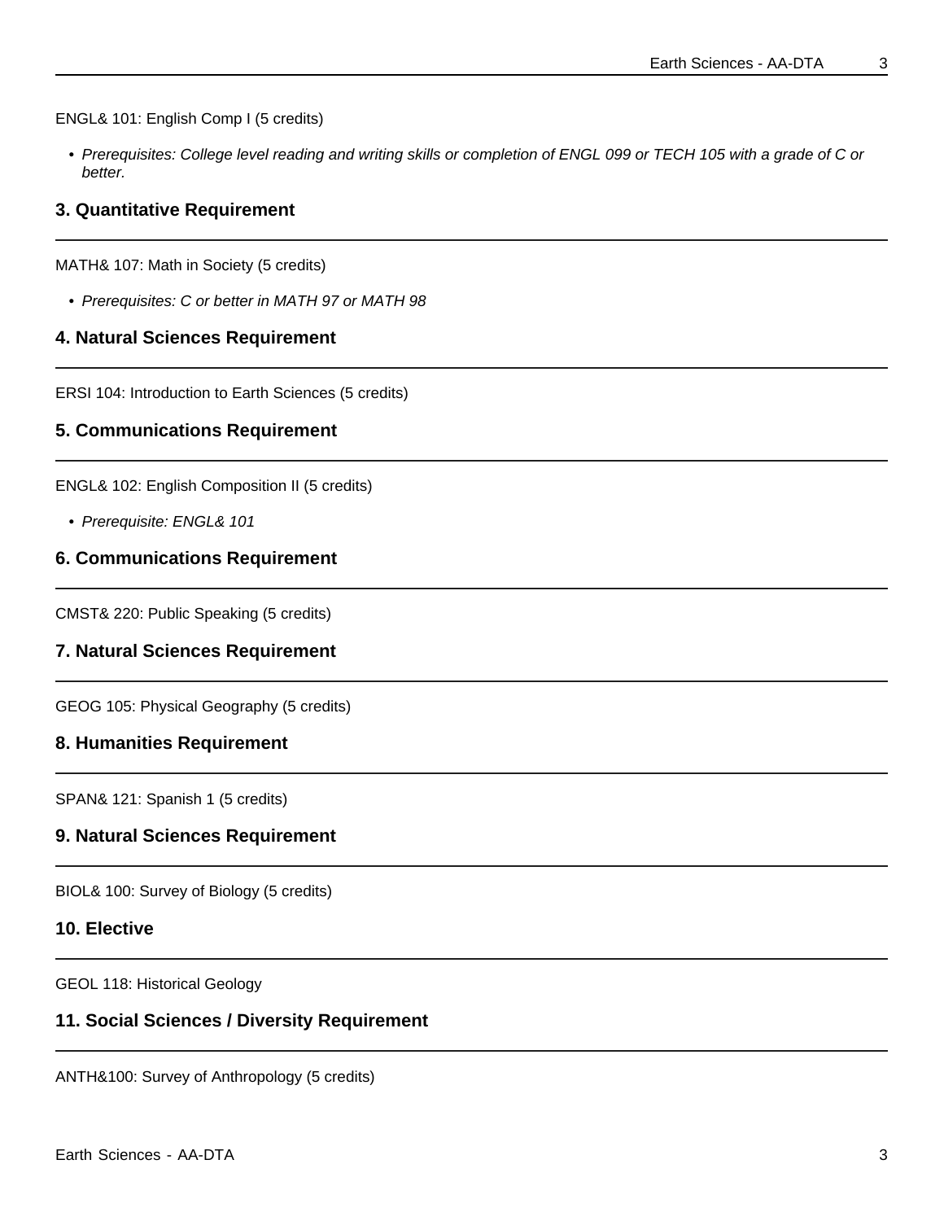ENGL& 101: English Comp I (5 credits)

- *Prerequisites: College level reading and writing skills or completion of ENGL 099 or TECH 105 with a grade of C or better.*

### 3. Quantitative Requirement

MATH& 107: Math in Society (5 credits)

- *Prerequisites: C or better in MATH 97 or MATH 98*

### 4. Natural Sciences Requirement

ERSI 104: Introduction to Earth Sciences (5 credits)

### 5. Communications Requirement

ENGL& 102: English Composition II (5 credits)

- *Prerequisite: ENGL& 101*

### 6. Communications Requirement

CMST& 220: Public Speaking (5 credits)

### 7. Natural Sciences Requirement

GEOG 105: Physical Geography (5 credits)

### 8. Humanities Requirement

SPAN& 121: Spanish 1 (5 credits)

### 9. Natural Sciences Requirement

BIOL& 100: Survey of Biology (5 credits)

### 10. Elective

GEOL 118: Historical Geology

### 11. Social Sciences / Diversity Requirement

ANTH&100: Survey of Anthropology (5 credits)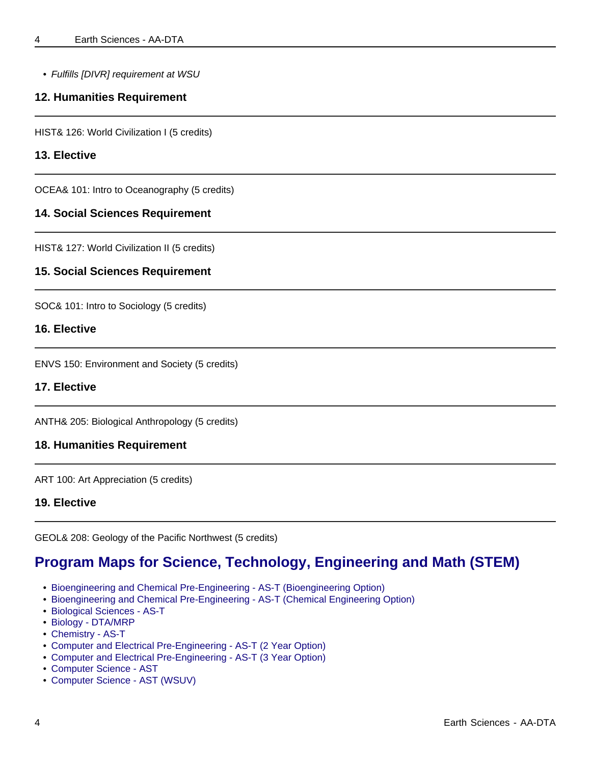- *Fulfills [DIVR] requirement at WSU*

### 12. Humanities Requirement

HIST& 126: World Civilization I (5 credits)

### 13. Elective

OCEA& 101: Intro to Oceanography (5 credits)

### 14. Social Sciences Requirement

HIST& 127: World Civilization II (5 credits)

### 15. Social Sciences Requirement

SOC& 101: Intro to Sociology (5 credits)

### 16. Elective

ENVS 150: Environment and Society (5 credits)

### 17. Elective

ANTH& 205: Biological Anthropology (5 credits)

### 18. Humanities Requirement

ART 100: Art Appreciation (5 credits)

### 19. Elective

GEOL& 208: Geology of the Pacific Northwest (5 credits)

## Program Maps for Science, Technology, Engineering and Math (STEM)

- Bioengineering and Chemical Pre-Engineering - AS-T (Bioengineering Option)
- Bioengineering and Chemical Pre-Engineering - AS-T (Chemical Engineering Option)
- Biological Sciences - AS-T
- Biology - DTA/MRP
- Chemistry - AS-T
- Computer and Electrical Pre-Engineering - AS-T (2 Year Option)
- Computer and Electrical Pre-Engineering - AS-T (3 Year Option)
- Computer Science - AST
- Computer Science - AST (WSUV)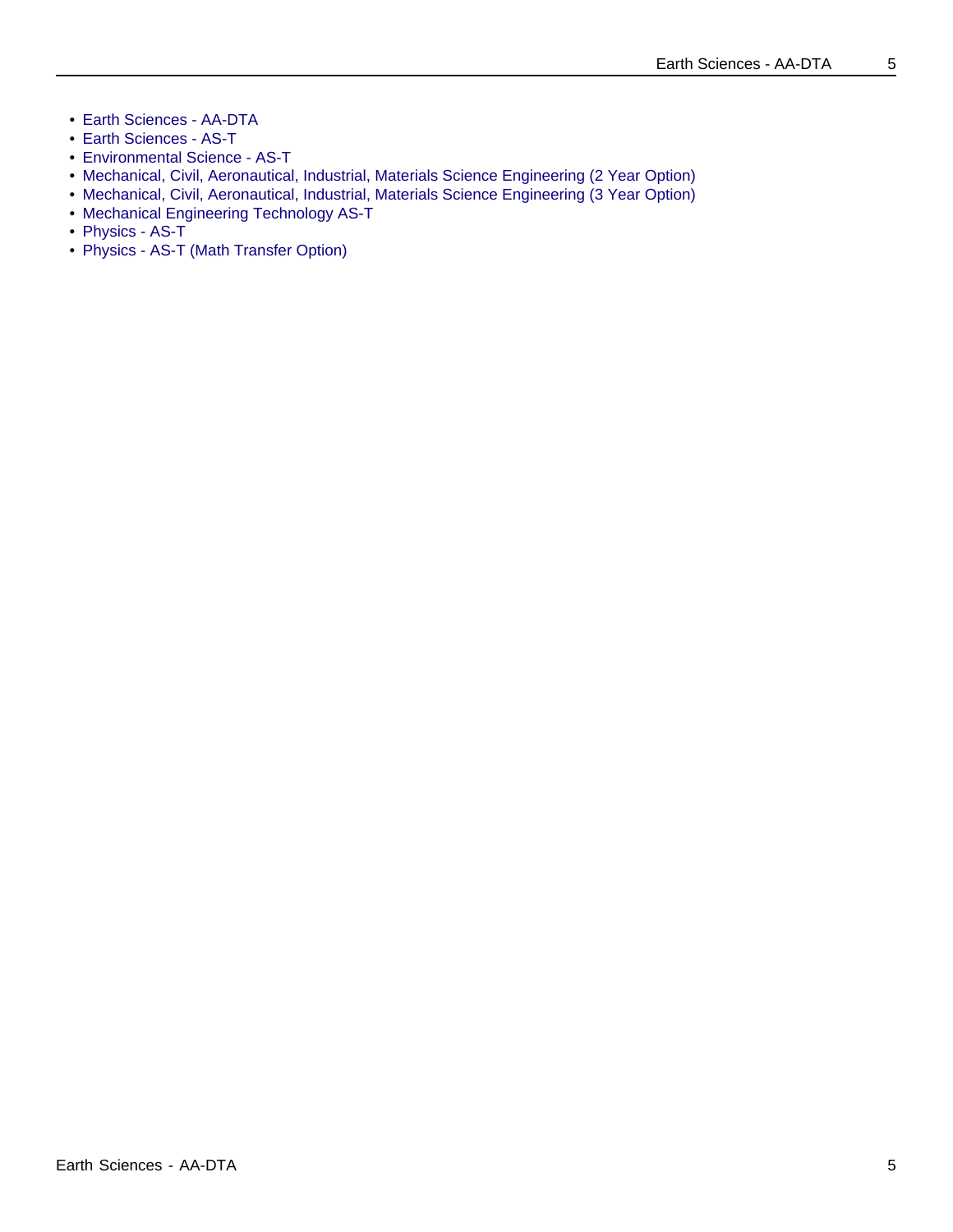- Earth Sciences - AA-DTA
- Earth Sciences - AS-T
- Environmental Science - AS-T
- Mechanical, Civil, Aeronautical, Industrial, Materials Science Engineering (2 Year Option)
- Mechanical, Civil, Aeronautical, Industrial, Materials Science Engineering (3 Year Option)
- Mechanical Engineering Technology AS-T
- Physics - AS-T
- Physics - AS-T (Math Transfer Option)